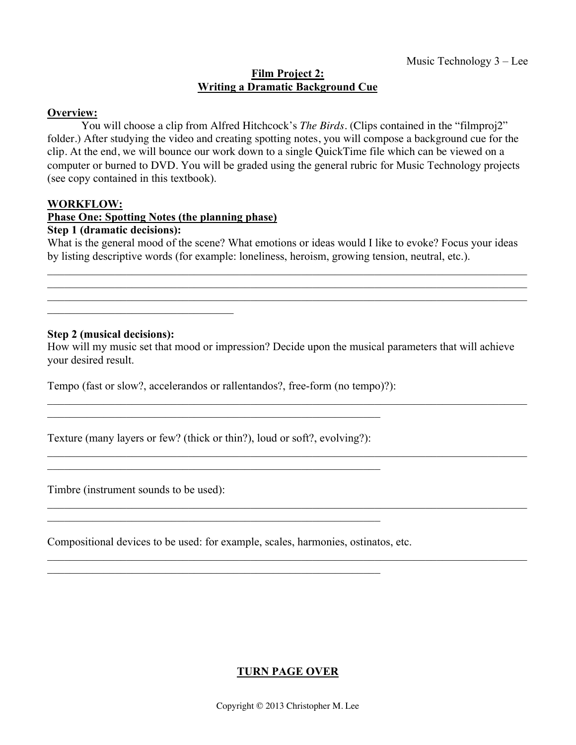Music Technology 3 – Lee

# Film Project 2:
# Writing a Dramatic Background Cue

**Overview:**

You will choose a clip from Alfred Hitchcock's *The Birds*. (Clips contained in the "filmproj2" folder.) After studying the video and creating spotting notes, you will compose a background cue for the clip. At the end, we will bounce our work down to a single QuickTime file which can be viewed on a computer or burned to DVD. You will be graded using the general rubric for Music Technology projects (see copy contained in this textbook).

**WORKFLOW:**

**Phase One: Spotting Notes (the planning phase)**

**Step 1 (dramatic decisions):**

What is the general mood of the scene? What emotions or ideas would I like to evoke? Focus your ideas by listing descriptive words (for example: loneliness, heroism, growing tension, neutral, etc.).

_______________________________________________________________________________
_______________________________________________________________________________
_______________________________________________________________________________
______________________________

**Step 2 (musical decisions):**

How will my music set that mood or impression? Decide upon the musical parameters that will achieve your desired result.

Tempo (fast or slow?, accelerandos or rallentandos?, free-form (no tempo)?):

_______________________________________________________________________________
_____________________________________________________

Texture (many layers or few? (thick or thin?), loud or soft?, evolving?):

_______________________________________________________________________________
_____________________________________________________

Timbre (instrument sounds to be used):

_______________________________________________________________________________
_____________________________________________________

Compositional devices to be used: for example, scales, harmonies, ostinatos, etc.

_______________________________________________________________________________
_____________________________________________________

**TURN PAGE OVER**

Copyright © 2013 Christopher M. Lee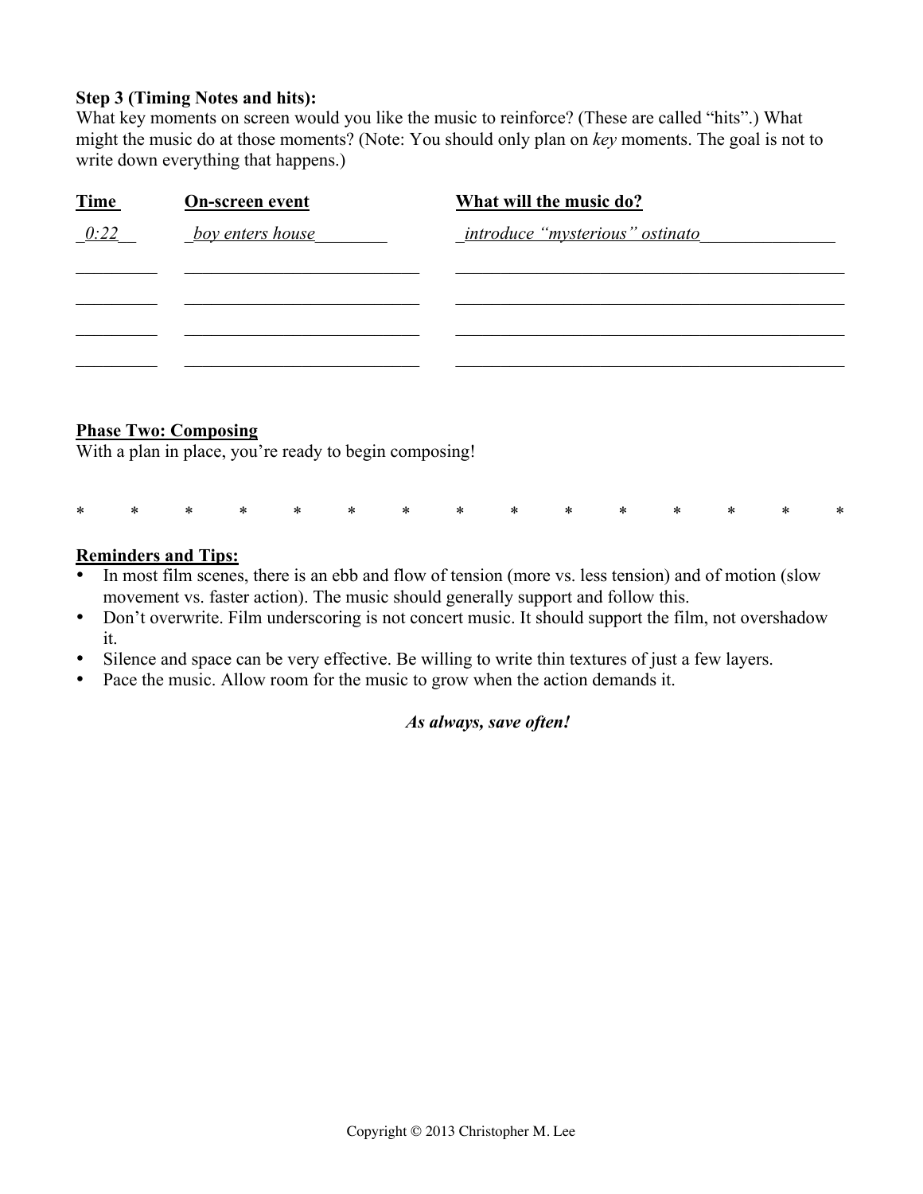**Step 3 (Timing Notes and hits):**
What key moments on screen would you like the music to reinforce? (These are called "hits".) What might the music do at those moments? (Note: You should only plan on *key* moments. The goal is not to write down everything that happens.)

| Time | On-screen event | What will the music do? |
|---|---|---|
| *0:22* | *boy enters house* | *introduce "mysterious" ostinato* |
| | | |
| | | |
| | | |
| | | |

## Phase Two: Composing

With a plan in place, you're ready to begin composing!

\* \* \* \* \* \* \* \* \* \* \* \* \* \* \*

**Reminders and Tips:**

- In most film scenes, there is an ebb and flow of tension (more vs. less tension) and of motion (slow movement vs. faster action). The music should generally support and follow this.
- Don't overwrite. Film underscoring is not concert music. It should support the film, not overshadow it.
- Silence and space can be very effective. Be willing to write thin textures of just a few layers.
- Pace the music. Allow room for the music to grow when the action demands it.

***As always, save often!***

Copyright © 2013 Christopher M. Lee